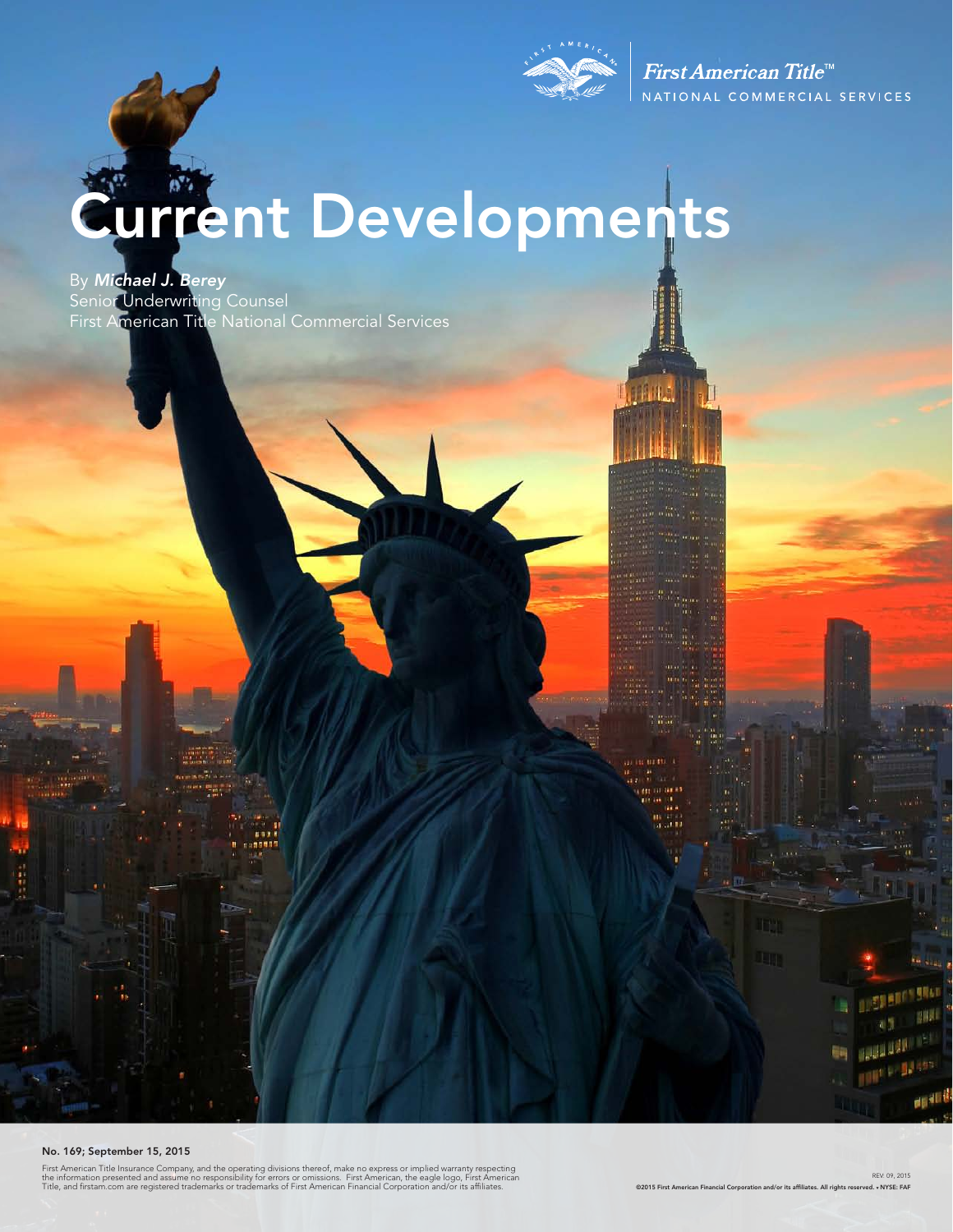First American Title™
NATIONAL COMMERCIAL SERVICES

# Current Developments

By ***Michael J. Berey***
Senior Underwriting Counsel
First American Title National Commercial Services

**No. 169; September 15, 2015**

First American Title Insurance Company, and the operating divisions thereof, make no express or implied warranty respecting the information presented and assume no responsibility for errors or omissions. First American, the eagle logo, First American Title, and firstam.com are registered trademarks or trademarks of First American Financial Corporation and/or its affiliates.

REV. 09, 2015
**©2015 First American Financial Corporation and/or its affiliates. All rights reserved. ▪ NYSE: FAF**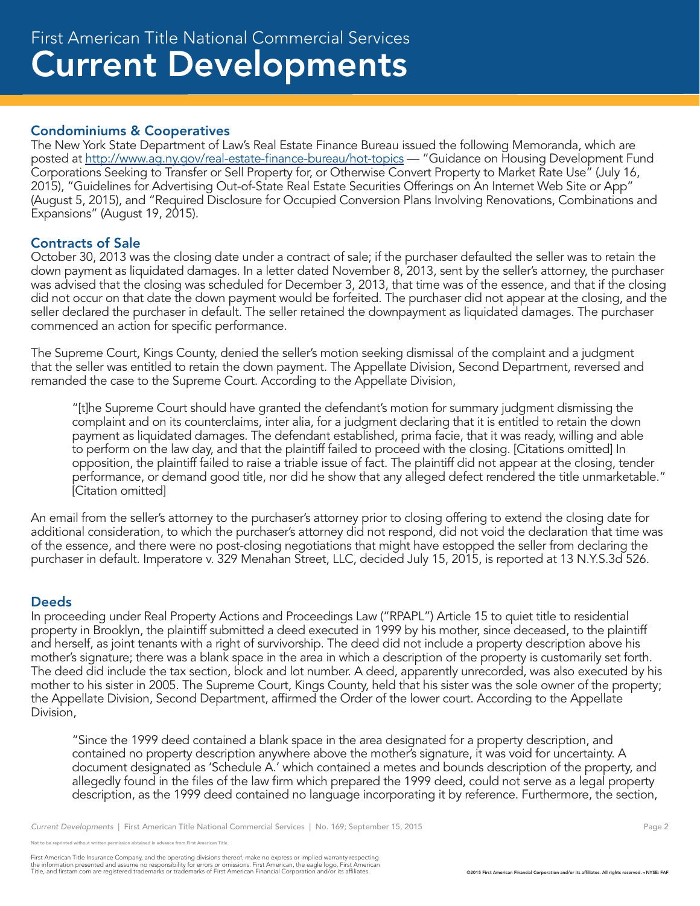First American Title National Commercial Services

# Current Developments

## Condominiums & Cooperatives

The New York State Department of Law's Real Estate Finance Bureau issued the following Memoranda, which are posted at http://www.ag.ny.gov/real-estate-finance-bureau/hot-topics — "Guidance on Housing Development Fund Corporations Seeking to Transfer or Sell Property for, or Otherwise Convert Property to Market Rate Use" (July 16, 2015), "Guidelines for Advertising Out-of-State Real Estate Securities Offerings on An Internet Web Site or App" (August 5, 2015), and "Required Disclosure for Occupied Conversion Plans Involving Renovations, Combinations and Expansions" (August 19, 2015).

## Contracts of Sale

October 30, 2013 was the closing date under a contract of sale; if the purchaser defaulted the seller was to retain the down payment as liquidated damages. In a letter dated November 8, 2013, sent by the seller's attorney, the purchaser was advised that the closing was scheduled for December 3, 2013, that time was of the essence, and that if the closing did not occur on that date the down payment would be forfeited. The purchaser did not appear at the closing, and the seller declared the purchaser in default. The seller retained the downpayment as liquidated damages. The purchaser commenced an action for specific performance.

The Supreme Court, Kings County, denied the seller's motion seeking dismissal of the complaint and a judgment that the seller was entitled to retain the down payment. The Appellate Division, Second Department, reversed and remanded the case to the Supreme Court. According to the Appellate Division,

> "[t]he Supreme Court should have granted the defendant's motion for summary judgment dismissing the complaint and on its counterclaims, inter alia, for a judgment declaring that it is entitled to retain the down payment as liquidated damages. The defendant established, prima facie, that it was ready, willing and able to perform on the law day, and that the plaintiff failed to proceed with the closing. [Citations omitted] In opposition, the plaintiff failed to raise a triable issue of fact. The plaintiff did not appear at the closing, tender performance, or demand good title, nor did he show that any alleged defect rendered the title unmarketable." [Citation omitted]

An email from the seller's attorney to the purchaser's attorney prior to closing offering to extend the closing date for additional consideration, to which the purchaser's attorney did not respond, did not void the declaration that time was of the essence, and there were no post-closing negotiations that might have estopped the seller from declaring the purchaser in default. Imperatore v. 329 Menahan Street, LLC, decided July 15, 2015, is reported at 13 N.Y.S.3d 526.

## Deeds

In proceeding under Real Property Actions and Proceedings Law ("RPAPL") Article 15 to quiet title to residential property in Brooklyn, the plaintiff submitted a deed executed in 1999 by his mother, since deceased, to the plaintiff and herself, as joint tenants with a right of survivorship. The deed did not include a property description above his mother's signature; there was a blank space in the area in which a description of the property is customarily set forth. The deed did include the tax section, block and lot number. A deed, apparently unrecorded, was also executed by his mother to his sister in 2005. The Supreme Court, Kings County, held that his sister was the sole owner of the property; the Appellate Division, Second Department, affirmed the Order of the lower court. According to the Appellate Division,

> "Since the 1999 deed contained a blank space in the area designated for a property description, and contained no property description anywhere above the mother's signature, it was void for uncertainty. A document designated as 'Schedule A.' which contained a metes and bounds description of the property, and allegedly found in the files of the law firm which prepared the 1999 deed, could not serve as a legal property description, as the 1999 deed contained no language incorporating it by reference. Furthermore, the section,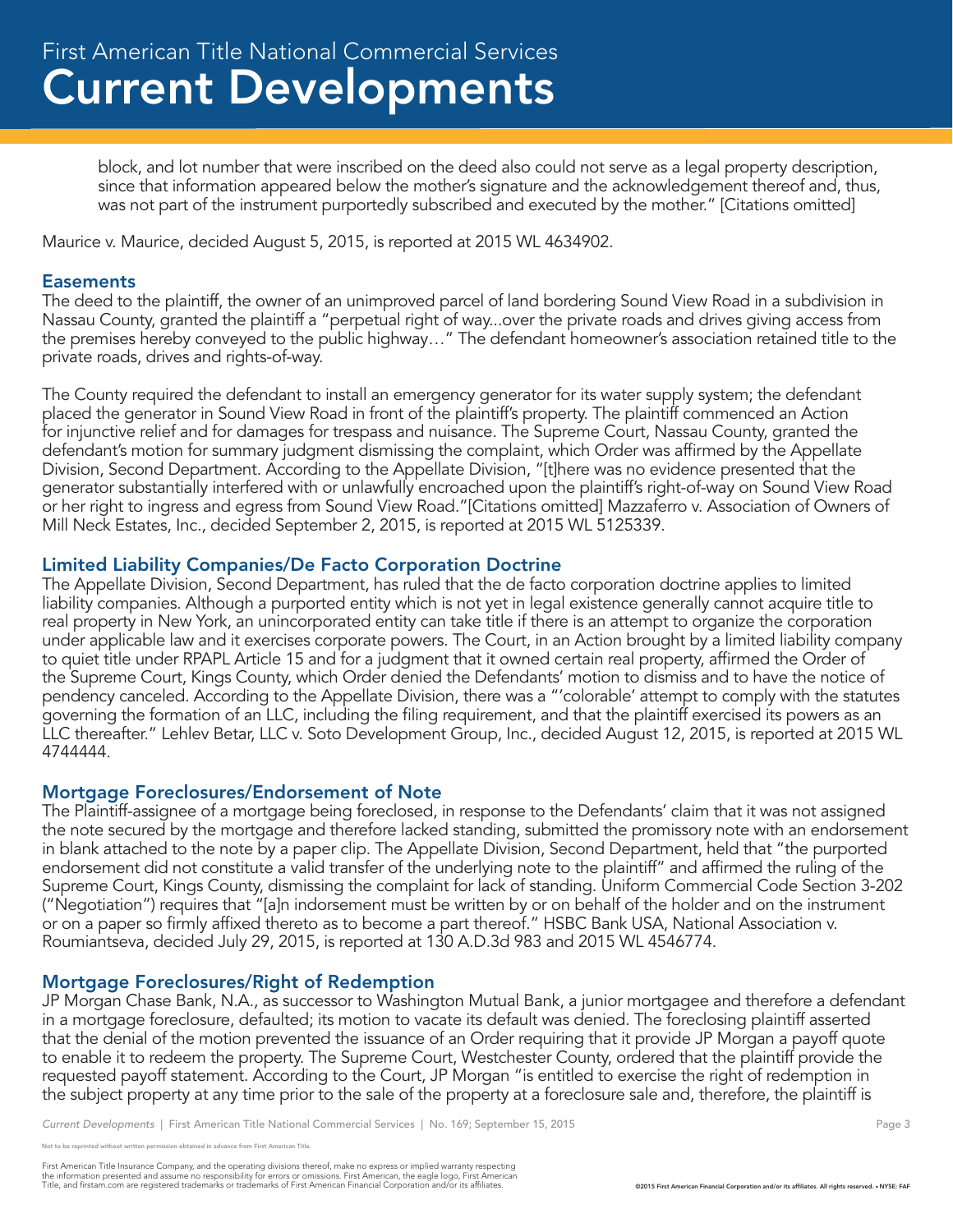block, and lot number that were inscribed on the deed also could not serve as a legal property description, since that information appeared below the mother's signature and the acknowledgement thereof and, thus, was not part of the instrument purportedly subscribed and executed by the mother." [Citations omitted]

Maurice v. Maurice, decided August 5, 2015, is reported at 2015 WL 4634902.

### Easements

The deed to the plaintiff, the owner of an unimproved parcel of land bordering Sound View Road in a subdivision in Nassau County, granted the plaintiff a "perpetual right of way...over the private roads and drives giving access from the premises hereby conveyed to the public highway…" The defendant homeowner's association retained title to the private roads, drives and rights-of-way.

The County required the defendant to install an emergency generator for its water supply system; the defendant placed the generator in Sound View Road in front of the plaintiff's property. The plaintiff commenced an Action for injunctive relief and for damages for trespass and nuisance. The Supreme Court, Nassau County, granted the defendant's motion for summary judgment dismissing the complaint, which Order was affirmed by the Appellate Division, Second Department. According to the Appellate Division, "[t]here was no evidence presented that the generator substantially interfered with or unlawfully encroached upon the plaintiff's right-of-way on Sound View Road or her right to ingress and egress from Sound View Road."[Citations omitted] Mazzaferro v. Association of Owners of Mill Neck Estates, Inc., decided September 2, 2015, is reported at 2015 WL 5125339.

### Limited Liability Companies/De Facto Corporation Doctrine

The Appellate Division, Second Department, has ruled that the de facto corporation doctrine applies to limited liability companies. Although a purported entity which is not yet in legal existence generally cannot acquire title to real property in New York, an unincorporated entity can take title if there is an attempt to organize the corporation under applicable law and it exercises corporate powers. The Court, in an Action brought by a limited liability company to quiet title under RPAPL Article 15 and for a judgment that it owned certain real property, affirmed the Order of the Supreme Court, Kings County, which Order denied the Defendants' motion to dismiss and to have the notice of pendency canceled. According to the Appellate Division, there was a "'colorable' attempt to comply with the statutes governing the formation of an LLC, including the filing requirement, and that the plaintiff exercised its powers as an LLC thereafter." Lehlev Betar, LLC v. Soto Development Group, Inc., decided August 12, 2015, is reported at 2015 WL 4744444.

### Mortgage Foreclosures/Endorsement of Note

The Plaintiff-assignee of a mortgage being foreclosed, in response to the Defendants' claim that it was not assigned the note secured by the mortgage and therefore lacked standing, submitted the promissory note with an endorsement in blank attached to the note by a paper clip. The Appellate Division, Second Department, held that "the purported endorsement did not constitute a valid transfer of the underlying note to the plaintiff" and affirmed the ruling of the Supreme Court, Kings County, dismissing the complaint for lack of standing. Uniform Commercial Code Section 3-202 ("Negotiation") requires that "[a]n indorsement must be written by or on behalf of the holder and on the instrument or on a paper so firmly affixed thereto as to become a part thereof." HSBC Bank USA, National Association v. Roumiantseva, decided July 29, 2015, is reported at 130 A.D.3d 983 and 2015 WL 4546774.

### Mortgage Foreclosures/Right of Redemption

JP Morgan Chase Bank, N.A., as successor to Washington Mutual Bank, a junior mortgagee and therefore a defendant in a mortgage foreclosure, defaulted; its motion to vacate its default was denied. The foreclosing plaintiff asserted that the denial of the motion prevented the issuance of an Order requiring that it provide JP Morgan a payoff quote to enable it to redeem the property. The Supreme Court, Westchester County, ordered that the plaintiff provide the requested payoff statement. According to the Court, JP Morgan "is entitled to exercise the right of redemption in the subject property at any time prior to the sale of the property at a foreclosure sale and, therefore, the plaintiff is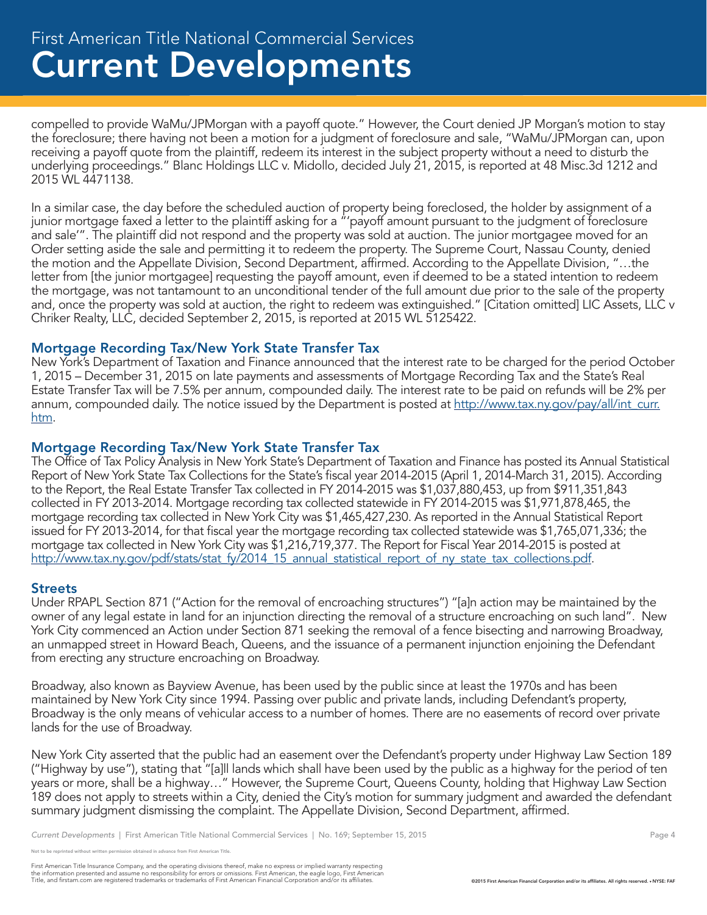compelled to provide WaMu/JPMorgan with a payoff quote." However, the Court denied JP Morgan's motion to stay the foreclosure; there having not been a motion for a judgment of foreclosure and sale, "WaMu/JPMorgan can, upon receiving a payoff quote from the plaintiff, redeem its interest in the subject property without a need to disturb the underlying proceedings." Blanc Holdings LLC v. Midollo, decided July 21, 2015, is reported at 48 Misc.3d 1212 and 2015 WL 4471138.

In a similar case, the day before the scheduled auction of property being foreclosed, the holder by assignment of a junior mortgage faxed a letter to the plaintiff asking for a "'payoff amount pursuant to the judgment of foreclosure and sale'". The plaintiff did not respond and the property was sold at auction. The junior mortgagee moved for an Order setting aside the sale and permitting it to redeem the property. The Supreme Court, Nassau County, denied the motion and the Appellate Division, Second Department, affirmed. According to the Appellate Division, "…the letter from [the junior mortgagee] requesting the payoff amount, even if deemed to be a stated intention to redeem the mortgage, was not tantamount to an unconditional tender of the full amount due prior to the sale of the property and, once the property was sold at auction, the right to redeem was extinguished." [Citation omitted] LIC Assets, LLC v Chriker Realty, LLC, decided September 2, 2015, is reported at 2015 WL 5125422.

### Mortgage Recording Tax/New York State Transfer Tax

New York's Department of Taxation and Finance announced that the interest rate to be charged for the period October 1, 2015 – December 31, 2015 on late payments and assessments of Mortgage Recording Tax and the State's Real Estate Transfer Tax will be 7.5% per annum, compounded daily. The interest rate to be paid on refunds will be 2% per annum, compounded daily. The notice issued by the Department is posted at http://www.tax.ny.gov/pay/all/int_curr.htm.

### Mortgage Recording Tax/New York State Transfer Tax

The Office of Tax Policy Analysis in New York State's Department of Taxation and Finance has posted its Annual Statistical Report of New York State Tax Collections for the State's fiscal year 2014-2015 (April 1, 2014-March 31, 2015). According to the Report, the Real Estate Transfer Tax collected in FY 2014-2015 was $1,037,880,453, up from $911,351,843 collected in FY 2013-2014. Mortgage recording tax collected statewide in FY 2014-2015 was $1,971,878,465, the mortgage recording tax collected in New York City was $1,465,427,230. As reported in the Annual Statistical Report issued for FY 2013-2014, for that fiscal year the mortgage recording tax collected statewide was $1,765,071,336; the mortgage tax collected in New York City was $1,216,719,377. The Report for Fiscal Year 2014-2015 is posted at http://www.tax.ny.gov/pdf/stats/stat_fy/2014_15_annual_statistical_report_of_ny_state_tax_collections.pdf.

### Streets

Under RPAPL Section 871 ("Action for the removal of encroaching structures") "[a]n action may be maintained by the owner of any legal estate in land for an injunction directing the removal of a structure encroaching on such land". New York City commenced an Action under Section 871 seeking the removal of a fence bisecting and narrowing Broadway, an unmapped street in Howard Beach, Queens, and the issuance of a permanent injunction enjoining the Defendant from erecting any structure encroaching on Broadway.

Broadway, also known as Bayview Avenue, has been used by the public since at least the 1970s and has been maintained by New York City since 1994. Passing over public and private lands, including Defendant's property, Broadway is the only means of vehicular access to a number of homes. There are no easements of record over private lands for the use of Broadway.

New York City asserted that the public had an easement over the Defendant's property under Highway Law Section 189 ("Highway by use"), stating that "[a]ll lands which shall have been used by the public as a highway for the period of ten years or more, shall be a highway…" However, the Supreme Court, Queens County, holding that Highway Law Section 189 does not apply to streets within a City, denied the City's motion for summary judgment and awarded the defendant summary judgment dismissing the complaint. The Appellate Division, Second Department, affirmed.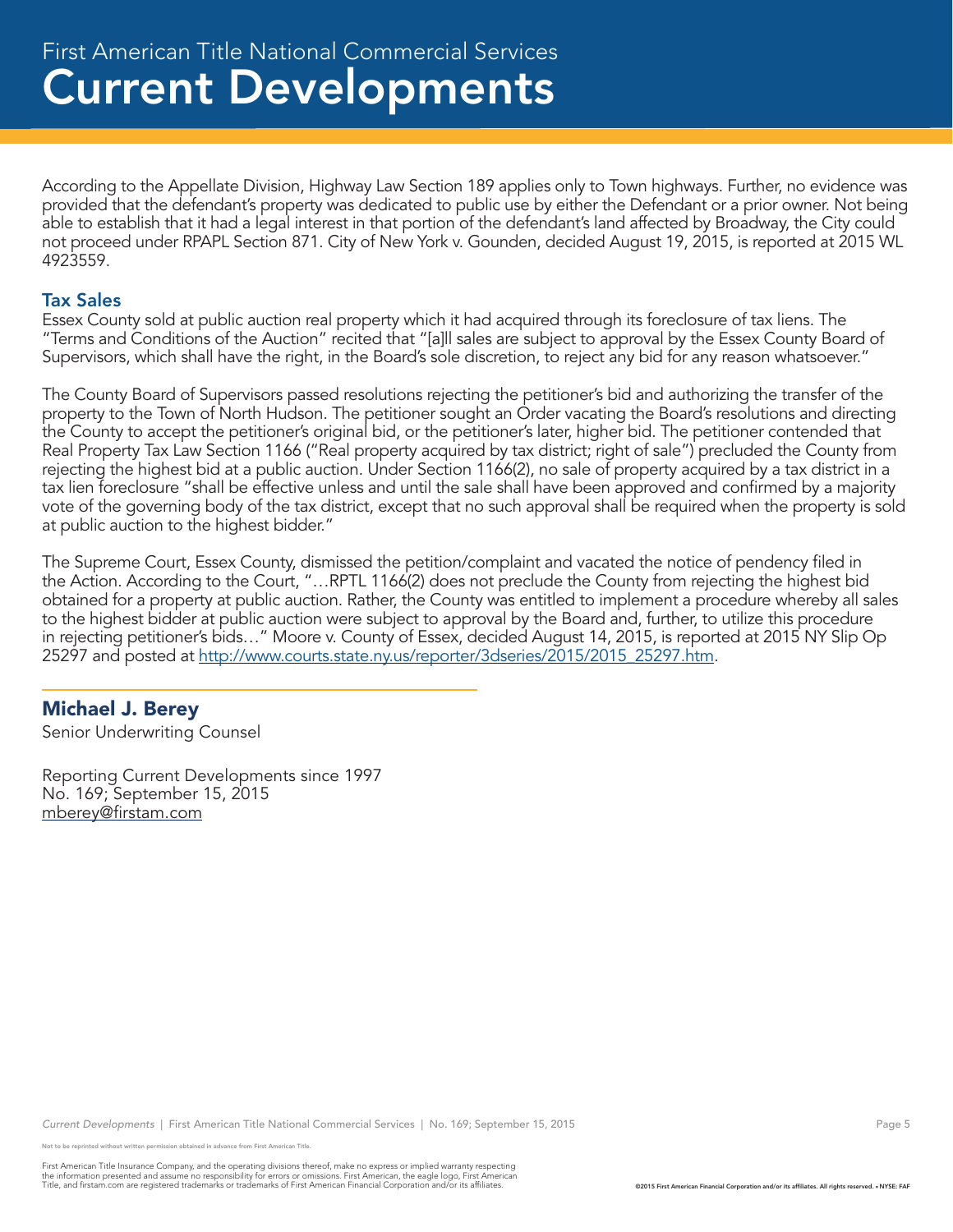According to the Appellate Division, Highway Law Section 189 applies only to Town highways. Further, no evidence was provided that the defendant's property was dedicated to public use by either the Defendant or a prior owner. Not being able to establish that it had a legal interest in that portion of the defendant's land affected by Broadway, the City could not proceed under RPAPL Section 871. City of New York v. Gounden, decided August 19, 2015, is reported at 2015 WL 4923559.

### Tax Sales

Essex County sold at public auction real property which it had acquired through its foreclosure of tax liens. The "Terms and Conditions of the Auction" recited that "[a]ll sales are subject to approval by the Essex County Board of Supervisors, which shall have the right, in the Board's sole discretion, to reject any bid for any reason whatsoever."

The County Board of Supervisors passed resolutions rejecting the petitioner's bid and authorizing the transfer of the property to the Town of North Hudson. The petitioner sought an Order vacating the Board's resolutions and directing the County to accept the petitioner's original bid, or the petitioner's later, higher bid. The petitioner contended that Real Property Tax Law Section 1166 ("Real property acquired by tax district; right of sale") precluded the County from rejecting the highest bid at a public auction. Under Section 1166(2), no sale of property acquired by a tax district in a tax lien foreclosure "shall be effective unless and until the sale shall have been approved and confirmed by a majority vote of the governing body of the tax district, except that no such approval shall be required when the property is sold at public auction to the highest bidder."

The Supreme Court, Essex County, dismissed the petition/complaint and vacated the notice of pendency filed in the Action. According to the Court, "…RPTL 1166(2) does not preclude the County from rejecting the highest bid obtained for a property at public auction. Rather, the County was entitled to implement a procedure whereby all sales to the highest bidder at public auction were subject to approval by the Board and, further, to utilize this procedure in rejecting petitioner's bids…" Moore v. County of Essex, decided August 14, 2015, is reported at 2015 NY Slip Op 25297 and posted at http://www.courts.state.ny.us/reporter/3dseries/2015/2015_25297.htm.

---

**Michael J. Berey**
Senior Underwriting Counsel

Reporting Current Developments since 1997
No. 169; September 15, 2015
mberey@firstam.com

Not to be reprinted without written permission obtained in advance from First American Title.

First American Title Insurance Company, and the operating divisions thereof, make no express or implied warranty respecting the information presented and assume no responsibility for errors or omissions. First American, the eagle logo, First American Title, and firstam.com are registered trademarks or trademarks of First American Financial Corporation and/or its affiliates.

©2015 First American Financial Corporation and/or its affiliates. All rights reserved. ▪ NYSE: FAF